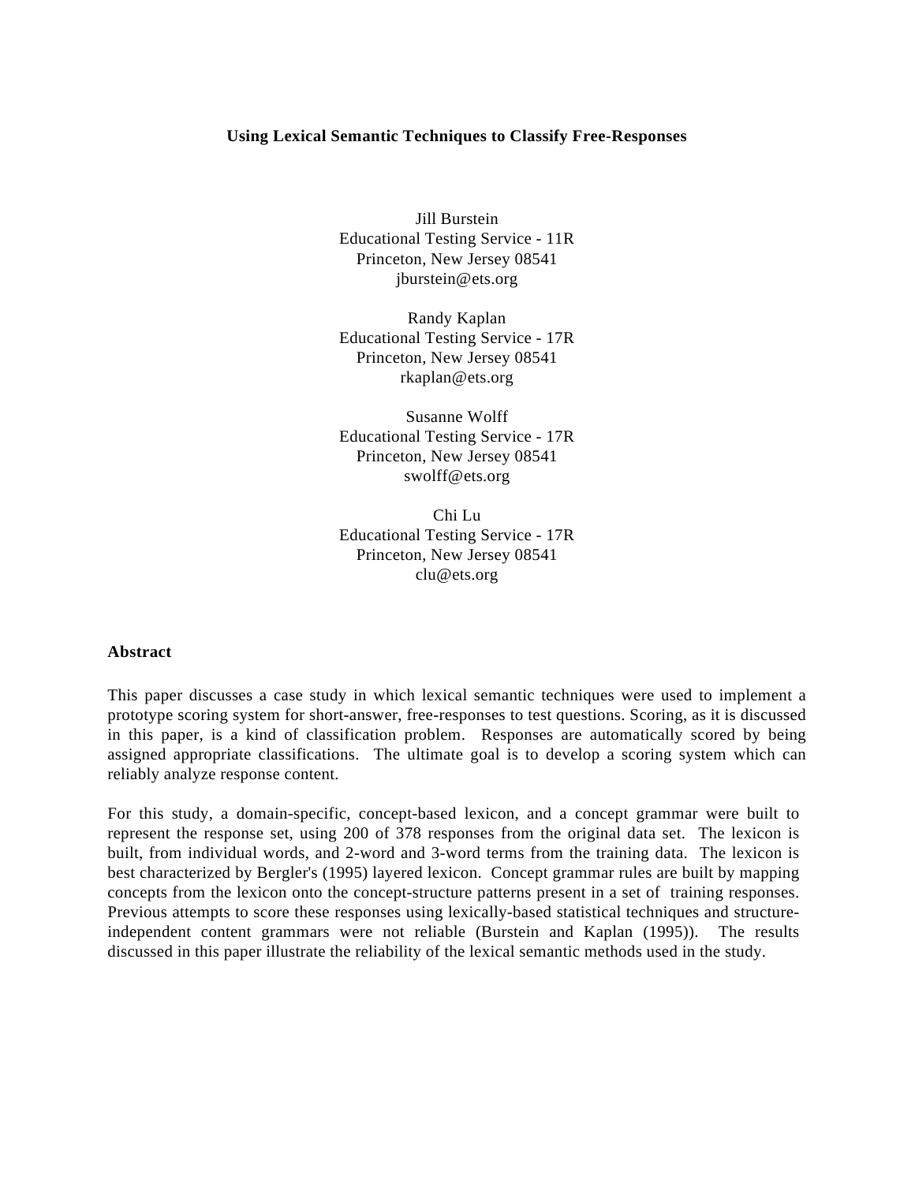# Using Lexical Semantic Techniques to Classify Free-Responses

Jill Burstein
Educational Testing Service - 11R
Princeton, New Jersey 08541
jburstein@ets.org

Randy Kaplan
Educational Testing Service - 17R
Princeton, New Jersey 08541
rkaplan@ets.org

Susanne Wolff
Educational Testing Service - 17R
Princeton, New Jersey 08541
swolff@ets.org

Chi Lu
Educational Testing Service - 17R
Princeton, New Jersey 08541
clu@ets.org

## Abstract

This paper discusses a case study in which lexical semantic techniques were used to implement a prototype scoring system for short-answer, free-responses to test questions. Scoring, as it is discussed in this paper, is a kind of classification problem. Responses are automatically scored by being assigned appropriate classifications. The ultimate goal is to develop a scoring system which can reliably analyze response content.

For this study, a domain-specific, concept-based lexicon, and a concept grammar were built to represent the response set, using 200 of 378 responses from the original data set. The lexicon is built, from individual words, and 2-word and 3-word terms from the training data. The lexicon is best characterized by Bergler's (1995) layered lexicon. Concept grammar rules are built by mapping concepts from the lexicon onto the concept-structure patterns present in a set of training responses. Previous attempts to score these responses using lexically-based statistical techniques and structure-independent content grammars were not reliable (Burstein and Kaplan (1995)). The results discussed in this paper illustrate the reliability of the lexical semantic methods used in the study.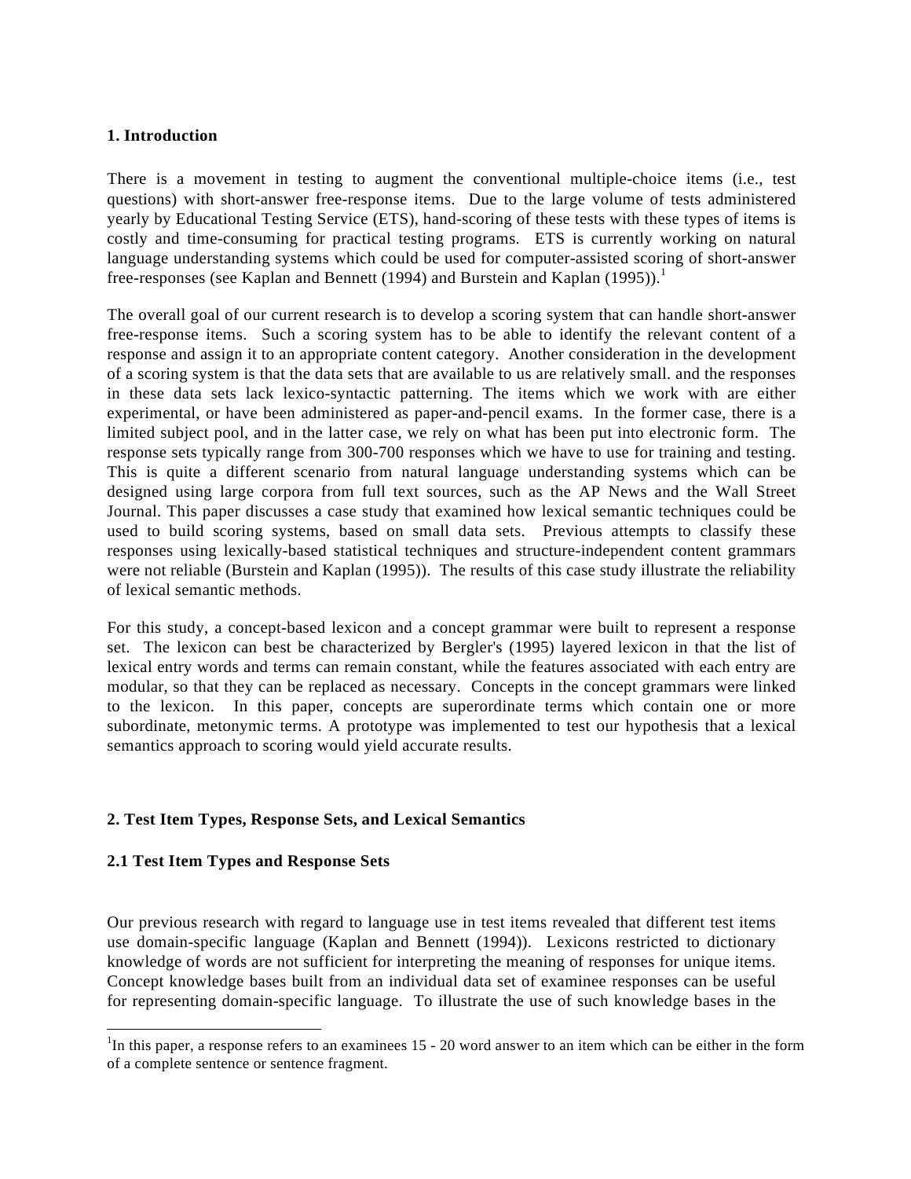## 1. Introduction

There is a movement in testing to augment the conventional multiple-choice items (i.e., test questions) with short-answer free-response items. Due to the large volume of tests administered yearly by Educational Testing Service (ETS), hand-scoring of these tests with these types of items is costly and time-consuming for practical testing programs. ETS is currently working on natural language understanding systems which could be used for computer-assisted scoring of short-answer free-responses (see Kaplan and Bennett (1994) and Burstein and Kaplan (1995)).[1]

The overall goal of our current research is to develop a scoring system that can handle short-answer free-response items. Such a scoring system has to be able to identify the relevant content of a response and assign it to an appropriate content category. Another consideration in the development of a scoring system is that the data sets that are available to us are relatively small. and the responses in these data sets lack lexico-syntactic patterning. The items which we work with are either experimental, or have been administered as paper-and-pencil exams. In the former case, there is a limited subject pool, and in the latter case, we rely on what has been put into electronic form. The response sets typically range from 300-700 responses which we have to use for training and testing. This is quite a different scenario from natural language understanding systems which can be designed using large corpora from full text sources, such as the AP News and the Wall Street Journal. This paper discusses a case study that examined how lexical semantic techniques could be used to build scoring systems, based on small data sets. Previous attempts to classify these responses using lexically-based statistical techniques and structure-independent content grammars were not reliable (Burstein and Kaplan (1995)). The results of this case study illustrate the reliability of lexical semantic methods.

For this study, a concept-based lexicon and a concept grammar were built to represent a response set. The lexicon can best be characterized by Bergler's (1995) layered lexicon in that the list of lexical entry words and terms can remain constant, while the features associated with each entry are modular, so that they can be replaced as necessary. Concepts in the concept grammars were linked to the lexicon. In this paper, concepts are superordinate terms which contain one or more subordinate, metonymic terms. A prototype was implemented to test our hypothesis that a lexical semantics approach to scoring would yield accurate results.

## 2. Test Item Types, Response Sets, and Lexical Semantics

### 2.1 Test Item Types and Response Sets

Our previous research with regard to language use in test items revealed that different test items use domain-specific language (Kaplan and Bennett (1994)). Lexicons restricted to dictionary knowledge of words are not sufficient for interpreting the meaning of responses for unique items. Concept knowledge bases built from an individual data set of examinee responses can be useful for representing domain-specific language. To illustrate the use of such knowledge bases in the

[1]In this paper, a response refers to an examinees 15 - 20 word answer to an item which can be either in the form of a complete sentence or sentence fragment.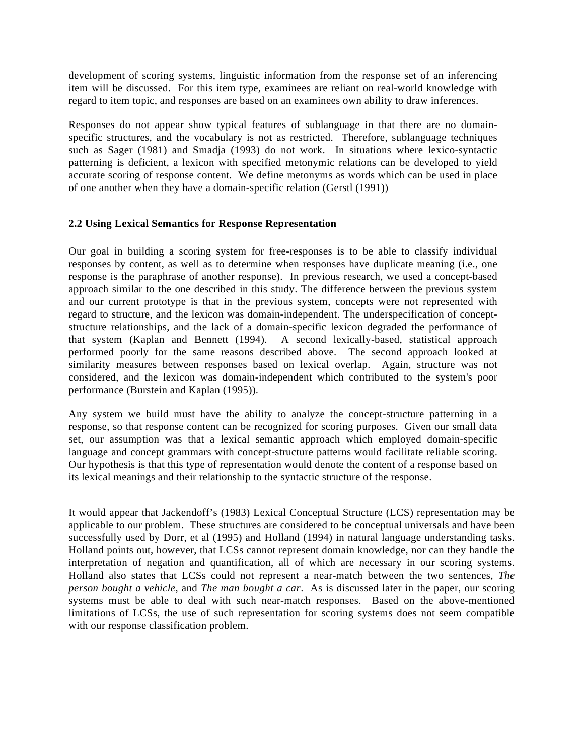development of scoring systems, linguistic information from the response set of an inferencing item will be discussed. For this item type, examinees are reliant on real-world knowledge with regard to item topic, and responses are based on an examinees own ability to draw inferences.

Responses do not appear show typical features of sublanguage in that there are no domain-specific structures, and the vocabulary is not as restricted. Therefore, sublanguage techniques such as Sager (1981) and Smadja (1993) do not work. In situations where lexico-syntactic patterning is deficient, a lexicon with specified metonymic relations can be developed to yield accurate scoring of response content. We define metonyms as words which can be used in place of one another when they have a domain-specific relation (Gerstl (1991))

### 2.2 Using Lexical Semantics for Response Representation

Our goal in building a scoring system for free-responses is to be able to classify individual responses by content, as well as to determine when responses have duplicate meaning (i.e., one response is the paraphrase of another response). In previous research, we used a concept-based approach similar to the one described in this study. The difference between the previous system and our current prototype is that in the previous system, concepts were not represented with regard to structure, and the lexicon was domain-independent. The underspecification of concept-structure relationships, and the lack of a domain-specific lexicon degraded the performance of that system (Kaplan and Bennett (1994). A second lexically-based, statistical approach performed poorly for the same reasons described above. The second approach looked at similarity measures between responses based on lexical overlap. Again, structure was not considered, and the lexicon was domain-independent which contributed to the system's poor performance (Burstein and Kaplan (1995)).

Any system we build must have the ability to analyze the concept-structure patterning in a response, so that response content can be recognized for scoring purposes. Given our small data set, our assumption was that a lexical semantic approach which employed domain-specific language and concept grammars with concept-structure patterns would facilitate reliable scoring. Our hypothesis is that this type of representation would denote the content of a response based on its lexical meanings and their relationship to the syntactic structure of the response.

It would appear that Jackendoff's (1983) Lexical Conceptual Structure (LCS) representation may be applicable to our problem. These structures are considered to be conceptual universals and have been successfully used by Dorr, et al (1995) and Holland (1994) in natural language understanding tasks. Holland points out, however, that LCSs cannot represent domain knowledge, nor can they handle the interpretation of negation and quantification, all of which are necessary in our scoring systems. Holland also states that LCSs could not represent a near-match between the two sentences, *The person bought a vehicle*, and *The man bought a car*. As is discussed later in the paper, our scoring systems must be able to deal with such near-match responses. Based on the above-mentioned limitations of LCSs, the use of such representation for scoring systems does not seem compatible with our response classification problem.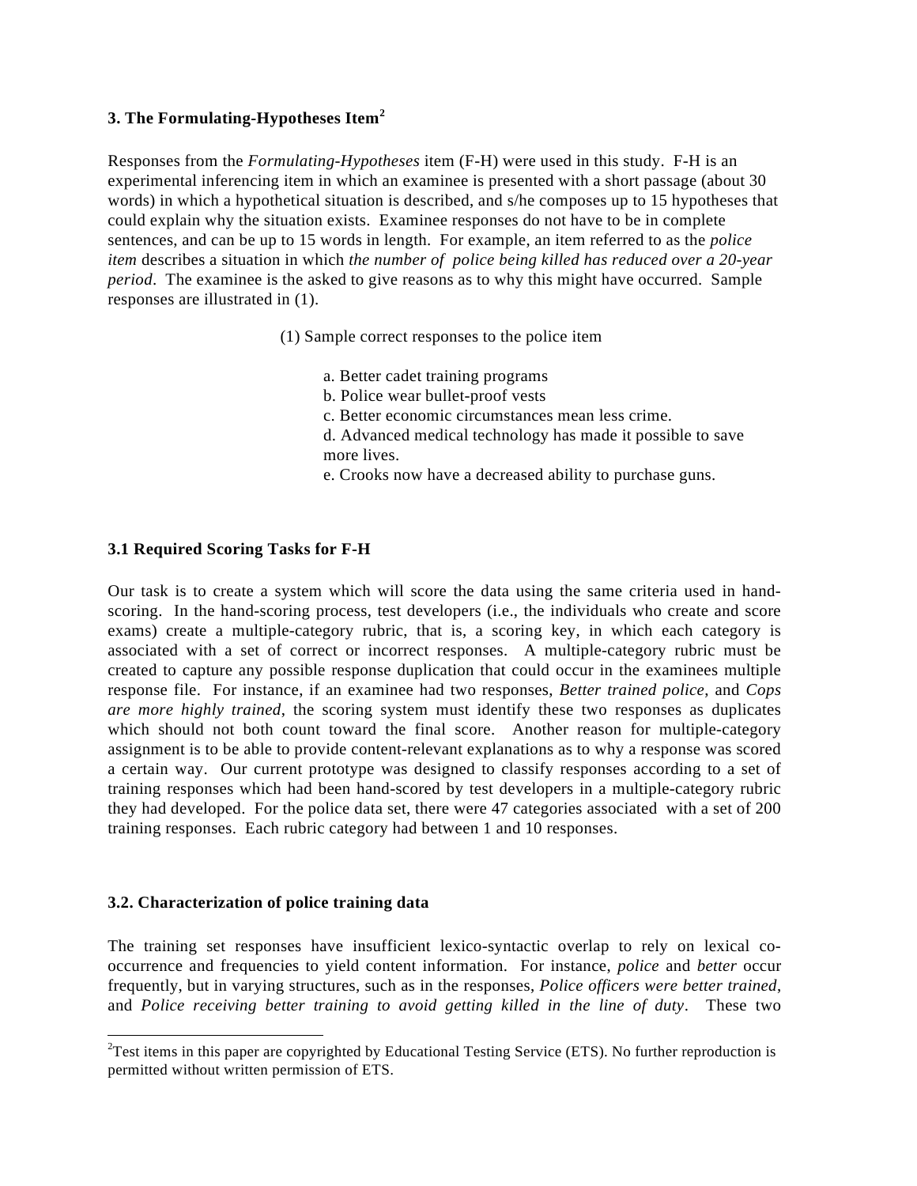### 3. The Formulating-Hypotheses Item[2]

Responses from the *Formulating-Hypotheses* item (F-H) were used in this study. F-H is an experimental inferencing item in which an examinee is presented with a short passage (about 30 words) in which a hypothetical situation is described, and s/he composes up to 15 hypotheses that could explain why the situation exists. Examinee responses do not have to be in complete sentences, and can be up to 15 words in length. For example, an item referred to as the *police item* describes a situation in which *the number of police being killed has reduced over a 20-year period*. The examinee is the asked to give reasons as to why this might have occurred. Sample responses are illustrated in (1).

(1) Sample correct responses to the police item

a. Better cadet training programs
b. Police wear bullet-proof vests
c. Better economic circumstances mean less crime.
d. Advanced medical technology has made it possible to save more lives.
e. Crooks now have a decreased ability to purchase guns.

### 3.1 Required Scoring Tasks for F-H

Our task is to create a system which will score the data using the same criteria used in hand-scoring. In the hand-scoring process, test developers (i.e., the individuals who create and score exams) create a multiple-category rubric, that is, a scoring key, in which each category is associated with a set of correct or incorrect responses. A multiple-category rubric must be created to capture any possible response duplication that could occur in the examinees multiple response file. For instance, if an examinee had two responses, *Better trained police*, and *Cops are more highly trained*, the scoring system must identify these two responses as duplicates which should not both count toward the final score. Another reason for multiple-category assignment is to be able to provide content-relevant explanations as to why a response was scored a certain way. Our current prototype was designed to classify responses according to a set of training responses which had been hand-scored by test developers in a multiple-category rubric they had developed. For the police data set, there were 47 categories associated with a set of 200 training responses. Each rubric category had between 1 and 10 responses.

### 3.2. Characterization of police training data

The training set responses have insufficient lexico-syntactic overlap to rely on lexical co-occurrence and frequencies to yield content information. For instance, *police* and *better* occur frequently, but in varying structures, such as in the responses, *Police officers were better trained*, and *Police receiving better training to avoid getting killed in the line of duty*. These two

[2]Test items in this paper are copyrighted by Educational Testing Service (ETS). No further reproduction is permitted without written permission of ETS.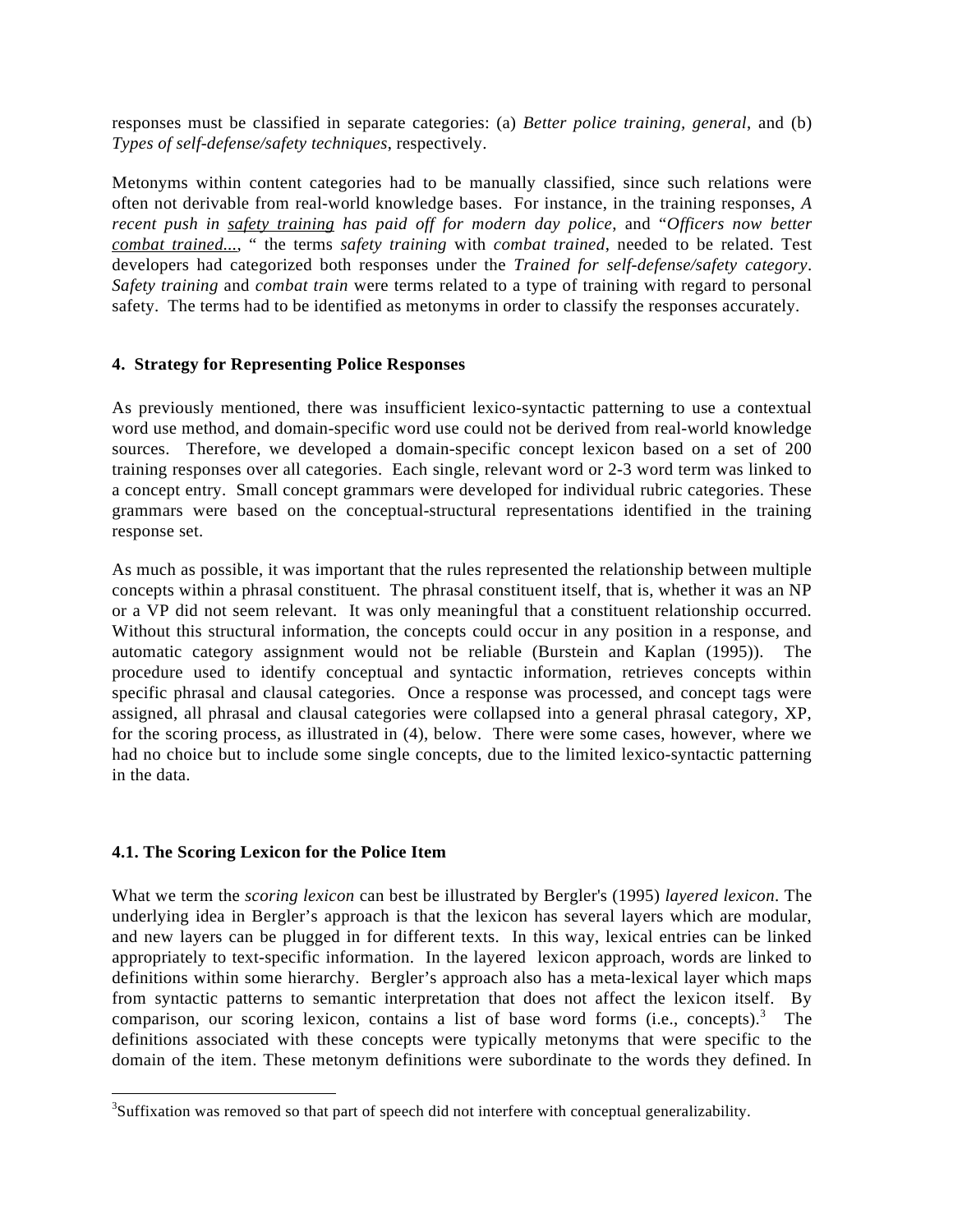responses must be classified in separate categories: (a) *Better police training, general*, and (b) *Types of self-defense/safety techniques*, respectively.

Metonyms within content categories had to be manually classified, since such relations were often not derivable from real-world knowledge bases. For instance, in the training responses, *A recent push in <u>safety training</u> has paid off for modern day police*, and "*Officers now better <u>combat trained...</u>*, " the terms *safety training* with *combat trained*, needed to be related. Test developers had categorized both responses under the *Trained for self-defense/safety category*. *Safety training* and *combat train* were terms related to a type of training with regard to personal safety. The terms had to be identified as metonyms in order to classify the responses accurately.

## 4. Strategy for Representing Police Responses

As previously mentioned, there was insufficient lexico-syntactic patterning to use a contextual word use method, and domain-specific word use could not be derived from real-world knowledge sources. Therefore, we developed a domain-specific concept lexicon based on a set of 200 training responses over all categories. Each single, relevant word or 2-3 word term was linked to a concept entry. Small concept grammars were developed for individual rubric categories. These grammars were based on the conceptual-structural representations identified in the training response set.

As much as possible, it was important that the rules represented the relationship between multiple concepts within a phrasal constituent. The phrasal constituent itself, that is, whether it was an NP or a VP did not seem relevant. It was only meaningful that a constituent relationship occurred. Without this structural information, the concepts could occur in any position in a response, and automatic category assignment would not be reliable (Burstein and Kaplan (1995)). The procedure used to identify conceptual and syntactic information, retrieves concepts within specific phrasal and clausal categories. Once a response was processed, and concept tags were assigned, all phrasal and clausal categories were collapsed into a general phrasal category, XP, for the scoring process, as illustrated in (4), below. There were some cases, however, where we had no choice but to include some single concepts, due to the limited lexico-syntactic patterning in the data.

### 4.1. The Scoring Lexicon for the Police Item

What we term the *scoring lexicon* can best be illustrated by Bergler's (1995) *layered lexicon*. The underlying idea in Bergler's approach is that the lexicon has several layers which are modular, and new layers can be plugged in for different texts. In this way, lexical entries can be linked appropriately to text-specific information. In the layered lexicon approach, words are linked to definitions within some hierarchy. Bergler's approach also has a meta-lexical layer which maps from syntactic patterns to semantic interpretation that does not affect the lexicon itself. By comparison, our scoring lexicon, contains a list of base word forms (i.e., concepts).[3] The definitions associated with these concepts were typically metonyms that were specific to the domain of the item. These metonym definitions were subordinate to the words they defined. In

[3]Suffixation was removed so that part of speech did not interfere with conceptual generalizability.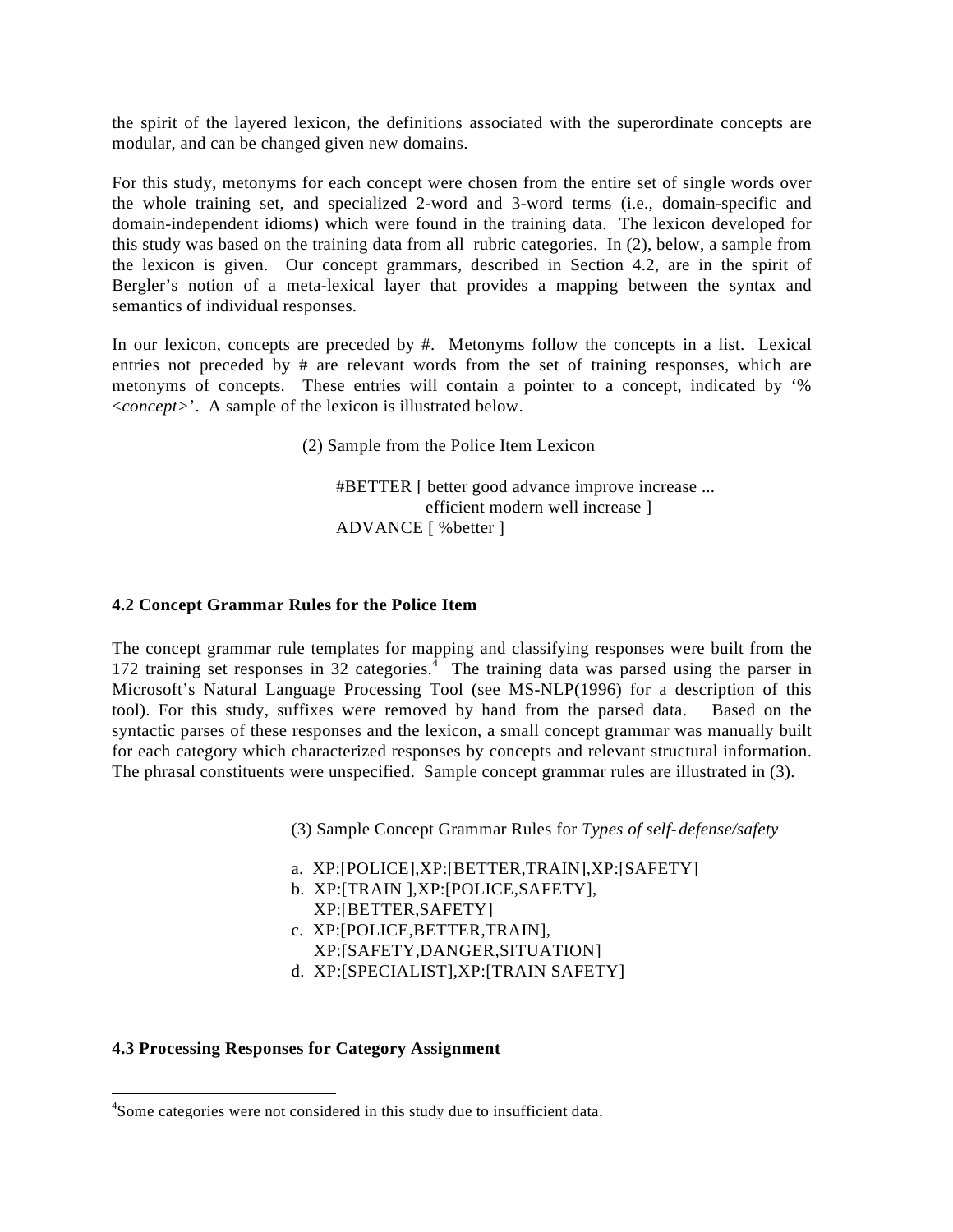the spirit of the layered lexicon, the definitions associated with the superordinate concepts are modular, and can be changed given new domains.

For this study, metonyms for each concept were chosen from the entire set of single words over the whole training set, and specialized 2-word and 3-word terms (i.e., domain-specific and domain-independent idioms) which were found in the training data. The lexicon developed for this study was based on the training data from all rubric categories. In (2), below, a sample from the lexicon is given. Our concept grammars, described in Section 4.2, are in the spirit of Bergler's notion of a meta-lexical layer that provides a mapping between the syntax and semantics of individual responses.

In our lexicon, concepts are preceded by #. Metonyms follow the concepts in a list. Lexical entries not preceded by # are relevant words from the set of training responses, which are metonyms of concepts. These entries will contain a pointer to a concept, indicated by '% <*concept*>'. A sample of the lexicon is illustrated below.

(2) Sample from the Police Item Lexicon

```
#BETTER [ better good advance improve increase ...
           efficient modern well increase ]
ADVANCE [ %better ]
```

### 4.2 Concept Grammar Rules for the Police Item

The concept grammar rule templates for mapping and classifying responses were built from the 172 training set responses in 32 categories.[4] The training data was parsed using the parser in Microsoft's Natural Language Processing Tool (see MS-NLP(1996) for a description of this tool). For this study, suffixes were removed by hand from the parsed data. Based on the syntactic parses of these responses and the lexicon, a small concept grammar was manually built for each category which characterized responses by concepts and relevant structural information. The phrasal constituents were unspecified. Sample concept grammar rules are illustrated in (3).

(3) Sample Concept Grammar Rules for *Types of self-defense/safety*

```
a. XP:[POLICE],XP:[BETTER,TRAIN],XP:[SAFETY]
b. XP:[TRAIN ],XP:[POLICE,SAFETY],
   XP:[BETTER,SAFETY]
c. XP:[POLICE,BETTER,TRAIN],
   XP:[SAFETY,DANGER,SITUATION]
d. XP:[SPECIALIST],XP:[TRAIN SAFETY]
```

### 4.3 Processing Responses for Category Assignment

---

[4]Some categories were not considered in this study due to insufficient data.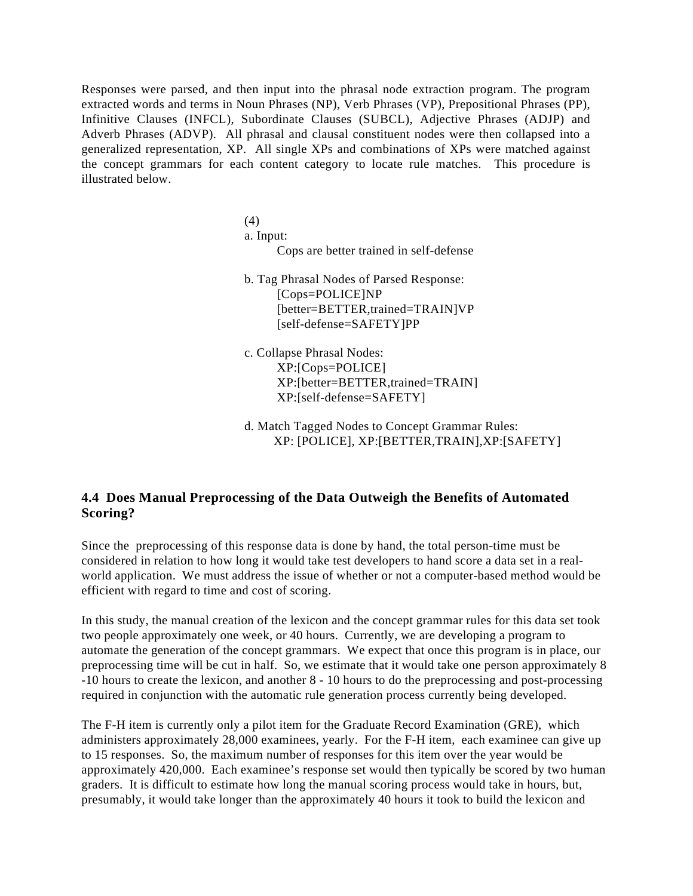Responses were parsed, and then input into the phrasal node extraction program. The program extracted words and terms in Noun Phrases (NP), Verb Phrases (VP), Prepositional Phrases (PP), Infinitive Clauses (INFCL), Subordinate Clauses (SUBCL), Adjective Phrases (ADJP) and Adverb Phrases (ADVP). All phrasal and clausal constituent nodes were then collapsed into a generalized representation, XP. All single XPs and combinations of XPs were matched against the concept grammars for each content category to locate rule matches. This procedure is illustrated below.

(4)

a. Input:

    Cops are better trained in self-defense

b. Tag Phrasal Nodes of Parsed Response:

    [Cops=POLICE]NP
    [better=BETTER,trained=TRAIN]VP
    [self-defense=SAFETY]PP

c. Collapse Phrasal Nodes:

    XP:[Cops=POLICE]
    XP:[better=BETTER,trained=TRAIN]
    XP:[self-defense=SAFETY]

d. Match Tagged Nodes to Concept Grammar Rules:

    XP: [POLICE], XP:[BETTER,TRAIN],XP:[SAFETY]

### 4.4 Does Manual Preprocessing of the Data Outweigh the Benefits of Automated Scoring?

Since the preprocessing of this response data is done by hand, the total person-time must be considered in relation to how long it would take test developers to hand score a data set in a real-world application. We must address the issue of whether or not a computer-based method would be efficient with regard to time and cost of scoring.

In this study, the manual creation of the lexicon and the concept grammar rules for this data set took two people approximately one week, or 40 hours. Currently, we are developing a program to automate the generation of the concept grammars. We expect that once this program is in place, our preprocessing time will be cut in half. So, we estimate that it would take one person approximately 8 -10 hours to create the lexicon, and another 8 - 10 hours to do the preprocessing and post-processing required in conjunction with the automatic rule generation process currently being developed.

The F-H item is currently only a pilot item for the Graduate Record Examination (GRE), which administers approximately 28,000 examinees, yearly. For the F-H item, each examinee can give up to 15 responses. So, the maximum number of responses for this item over the year would be approximately 420,000. Each examinee's response set would then typically be scored by two human graders. It is difficult to estimate how long the manual scoring process would take in hours, but, presumably, it would take longer than the approximately 40 hours it took to build the lexicon and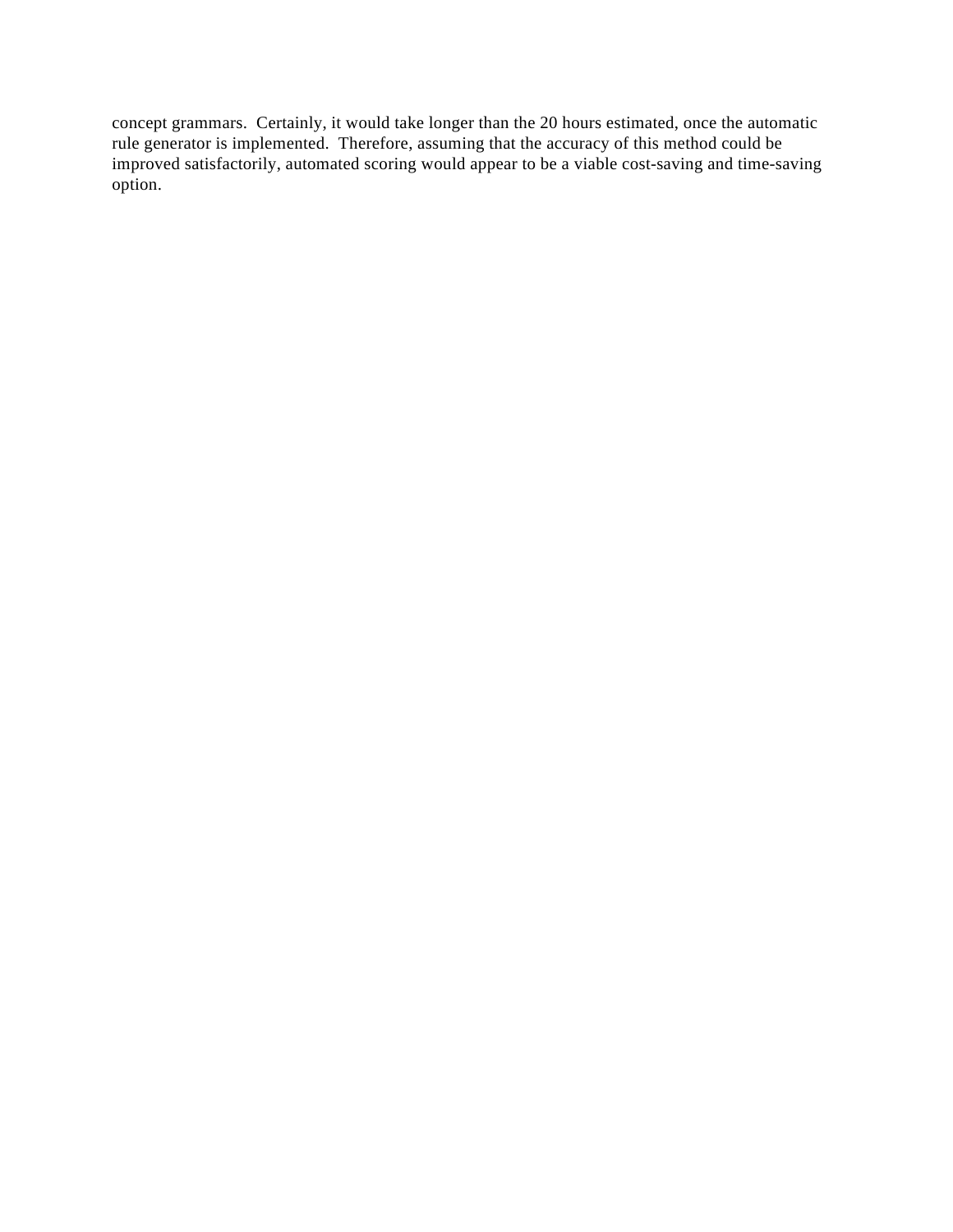concept grammars. Certainly, it would take longer than the 20 hours estimated, once the automatic rule generator is implemented. Therefore, assuming that the accuracy of this method could be improved satisfactorily, automated scoring would appear to be a viable cost-saving and time-saving option.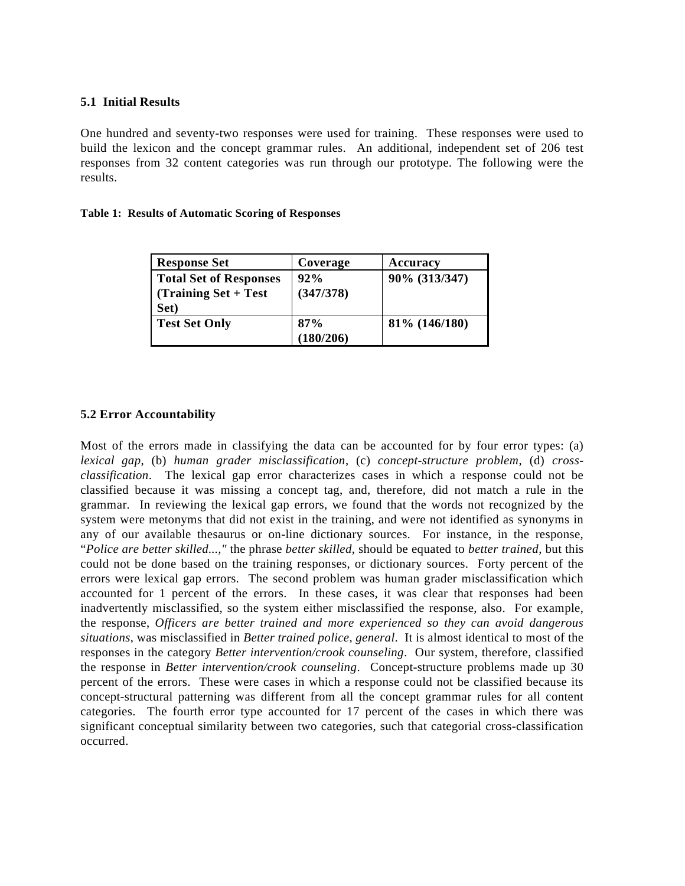### 5.1 Initial Results

One hundred and seventy-two responses were used for training. These responses were used to build the lexicon and the concept grammar rules. An additional, independent set of 206 test responses from 32 content categories was run through our prototype. The following were the results.

**Table 1: Results of Automatic Scoring of Responses**

| Response Set | Coverage | Accuracy |
|---|---|---|
| **Total Set of Responses (Training Set + Test Set)** | **92% (347/378)** | **90% (313/347)** |
| **Test Set Only** | **87% (180/206)** | **81% (146/180)** |

### 5.2 Error Accountability

Most of the errors made in classifying the data can be accounted for by four error types: (a) *lexical gap*, (b) *human grader misclassification*, (c) *concept-structure problem*, (d) *cross-classification*. The lexical gap error characterizes cases in which a response could not be classified because it was missing a concept tag, and, therefore, did not match a rule in the grammar. In reviewing the lexical gap errors, we found that the words not recognized by the system were metonyms that did not exist in the training, and were not identified as synonyms in any of our available thesaurus or on-line dictionary sources. For instance, in the response, "*Police are better skilled...,"* the phrase *better skilled*, should be equated to *better trained*, but this could not be done based on the training responses, or dictionary sources. Forty percent of the errors were lexical gap errors. The second problem was human grader misclassification which accounted for 1 percent of the errors. In these cases, it was clear that responses had been inadvertently misclassified, so the system either misclassified the response, also. For example, the response, *Officers are better trained and more experienced so they can avoid dangerous situations*, was misclassified in *Better trained police, general*. It is almost identical to most of the responses in the category *Better intervention/crook counseling*. Our system, therefore, classified the response in *Better intervention/crook counseling*. Concept-structure problems made up 30 percent of the errors. These were cases in which a response could not be classified because its concept-structural patterning was different from all the concept grammar rules for all content categories. The fourth error type accounted for 17 percent of the cases in which there was significant conceptual similarity between two categories, such that categorial cross-classification occurred.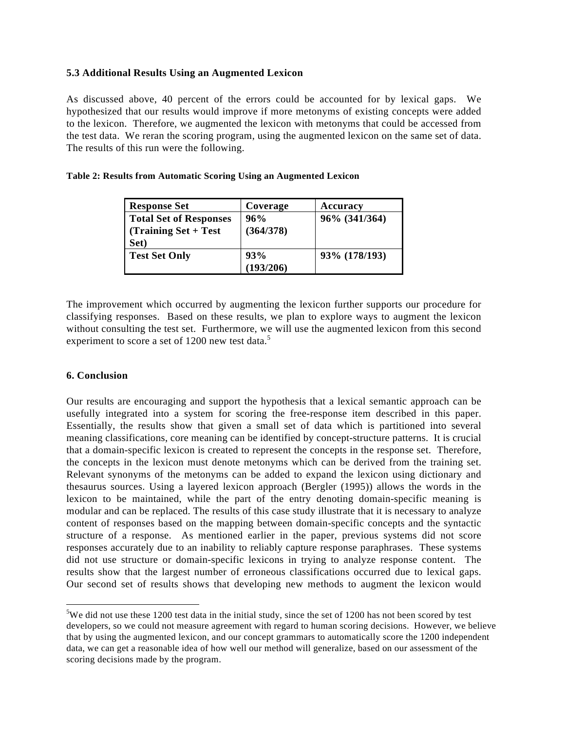### 5.3 Additional Results Using an Augmented Lexicon

As discussed above, 40 percent of the errors could be accounted for by lexical gaps. We hypothesized that our results would improve if more metonyms of existing concepts were added to the lexicon. Therefore, we augmented the lexicon with metonyms that could be accessed from the test data. We reran the scoring program, using the augmented lexicon on the same set of data. The results of this run were the following.

**Table 2: Results from Automatic Scoring Using an Augmented Lexicon**

| Response Set | Coverage | Accuracy |
|---|---|---|
| **Total Set of Responses (Training Set + Test Set)** | **96% (364/378)** | **96% (341/364)** |
| **Test Set Only** | **93% (193/206)** | **93% (178/193)** |

The improvement which occurred by augmenting the lexicon further supports our procedure for classifying responses. Based on these results, we plan to explore ways to augment the lexicon without consulting the test set. Furthermore, we will use the augmented lexicon from this second experiment to score a set of 1200 new test data.[5]

### 6. Conclusion

Our results are encouraging and support the hypothesis that a lexical semantic approach can be usefully integrated into a system for scoring the free-response item described in this paper. Essentially, the results show that given a small set of data which is partitioned into several meaning classifications, core meaning can be identified by concept-structure patterns. It is crucial that a domain-specific lexicon is created to represent the concepts in the response set. Therefore, the concepts in the lexicon must denote metonyms which can be derived from the training set. Relevant synonyms of the metonyms can be added to expand the lexicon using dictionary and thesaurus sources. Using a layered lexicon approach (Bergler (1995)) allows the words in the lexicon to be maintained, while the part of the entry denoting domain-specific meaning is modular and can be replaced. The results of this case study illustrate that it is necessary to analyze content of responses based on the mapping between domain-specific concepts and the syntactic structure of a response. As mentioned earlier in the paper, previous systems did not score responses accurately due to an inability to reliably capture response paraphrases. These systems did not use structure or domain-specific lexicons in trying to analyze response content. The results show that the largest number of erroneous classifications occurred due to lexical gaps. Our second set of results shows that developing new methods to augment the lexicon would

---

[5] We did not use these 1200 test data in the initial study, since the set of 1200 has not been scored by test developers, so we could not measure agreement with regard to human scoring decisions. However, we believe that by using the augmented lexicon, and our concept grammars to automatically score the 1200 independent data, we can get a reasonable idea of how well our method will generalize, based on our assessment of the scoring decisions made by the program.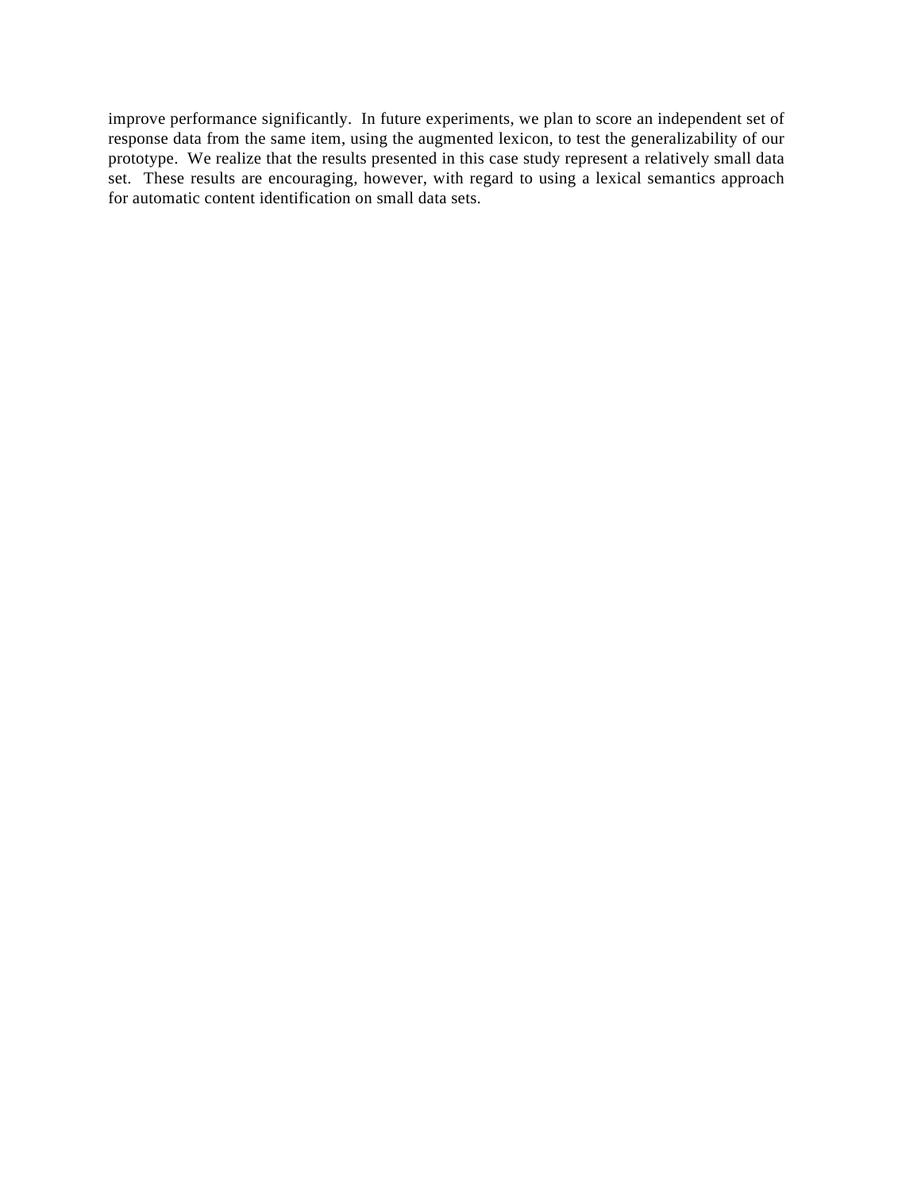improve performance significantly. In future experiments, we plan to score an independent set of response data from the same item, using the augmented lexicon, to test the generalizability of our prototype. We realize that the results presented in this case study represent a relatively small data set. These results are encouraging, however, with regard to using a lexical semantics approach for automatic content identification on small data sets.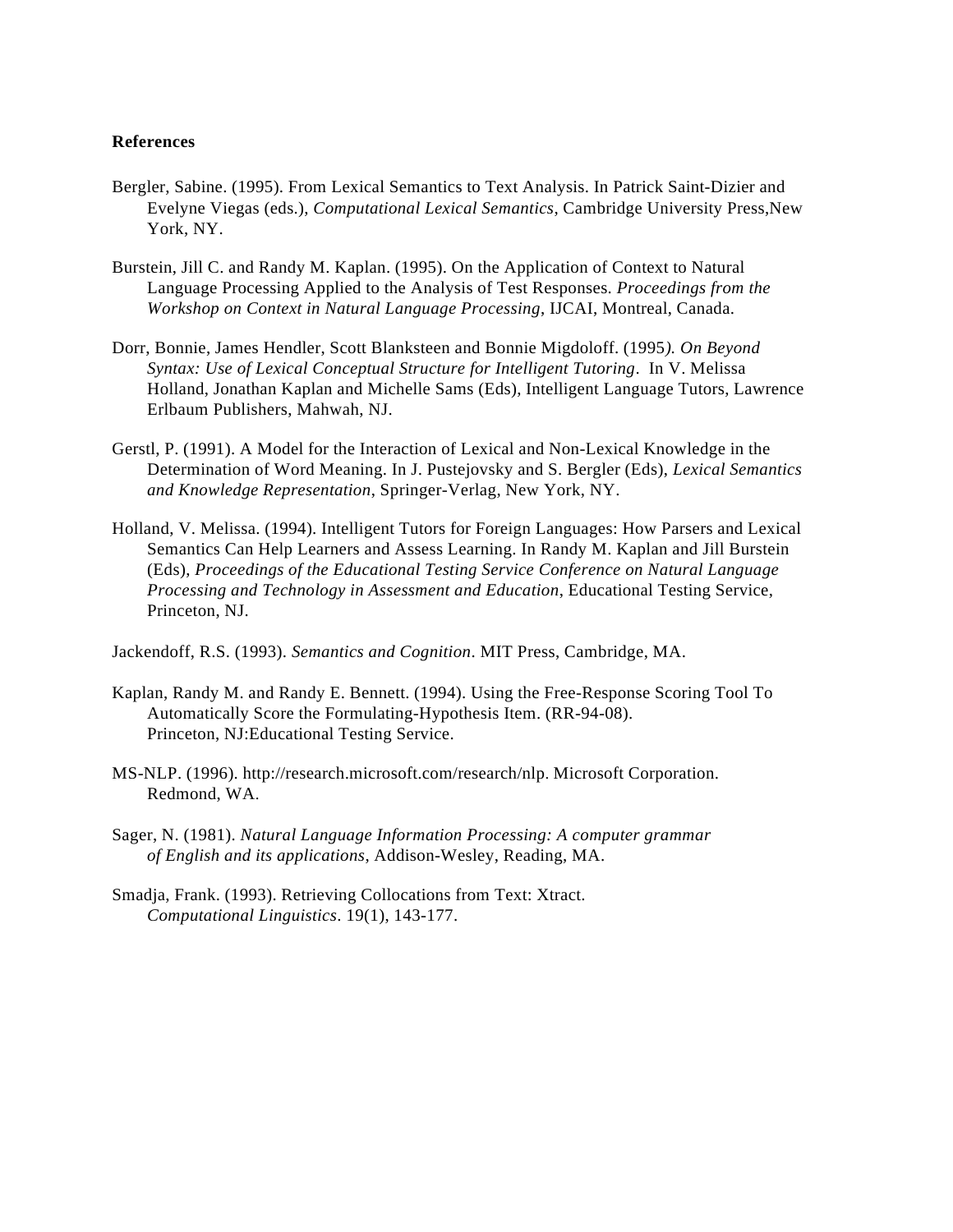**References**

Bergler, Sabine. (1995). From Lexical Semantics to Text Analysis. In Patrick Saint-Dizier and Evelyne Viegas (eds.), *Computational Lexical Semantics*, Cambridge University Press,New York, NY.

Burstein, Jill C. and Randy M. Kaplan. (1995). On the Application of Context to Natural Language Processing Applied to the Analysis of Test Responses. *Proceedings from the Workshop on Context in Natural Language Processing*, IJCAI, Montreal, Canada.

Dorr, Bonnie, James Hendler, Scott Blanksteen and Bonnie Migdoloff. (1995*). On Beyond Syntax: Use of Lexical Conceptual Structure for Intelligent Tutoring*. In V. Melissa Holland, Jonathan Kaplan and Michelle Sams (Eds), Intelligent Language Tutors, Lawrence Erlbaum Publishers, Mahwah, NJ.

Gerstl, P. (1991). A Model for the Interaction of Lexical and Non-Lexical Knowledge in the Determination of Word Meaning. In J. Pustejovsky and S. Bergler (Eds), *Lexical Semantics and Knowledge Representation*, Springer-Verlag, New York, NY.

Holland, V. Melissa. (1994). Intelligent Tutors for Foreign Languages: How Parsers and Lexical Semantics Can Help Learners and Assess Learning. In Randy M. Kaplan and Jill Burstein (Eds), *Proceedings of the Educational Testing Service Conference on Natural Language Processing and Technology in Assessment and Education*, Educational Testing Service, Princeton, NJ.

Jackendoff, R.S. (1993). *Semantics and Cognition*. MIT Press, Cambridge, MA.

Kaplan, Randy M. and Randy E. Bennett. (1994). Using the Free-Response Scoring Tool To Automatically Score the Formulating-Hypothesis Item. (RR-94-08). Princeton, NJ:Educational Testing Service.

MS-NLP. (1996). http://research.microsoft.com/research/nlp. Microsoft Corporation. Redmond, WA.

Sager, N. (1981). *Natural Language Information Processing: A computer grammar of English and its applications*, Addison-Wesley, Reading, MA.

Smadja, Frank. (1993). Retrieving Collocations from Text: Xtract. *Computational Linguistics*. 19(1), 143-177.